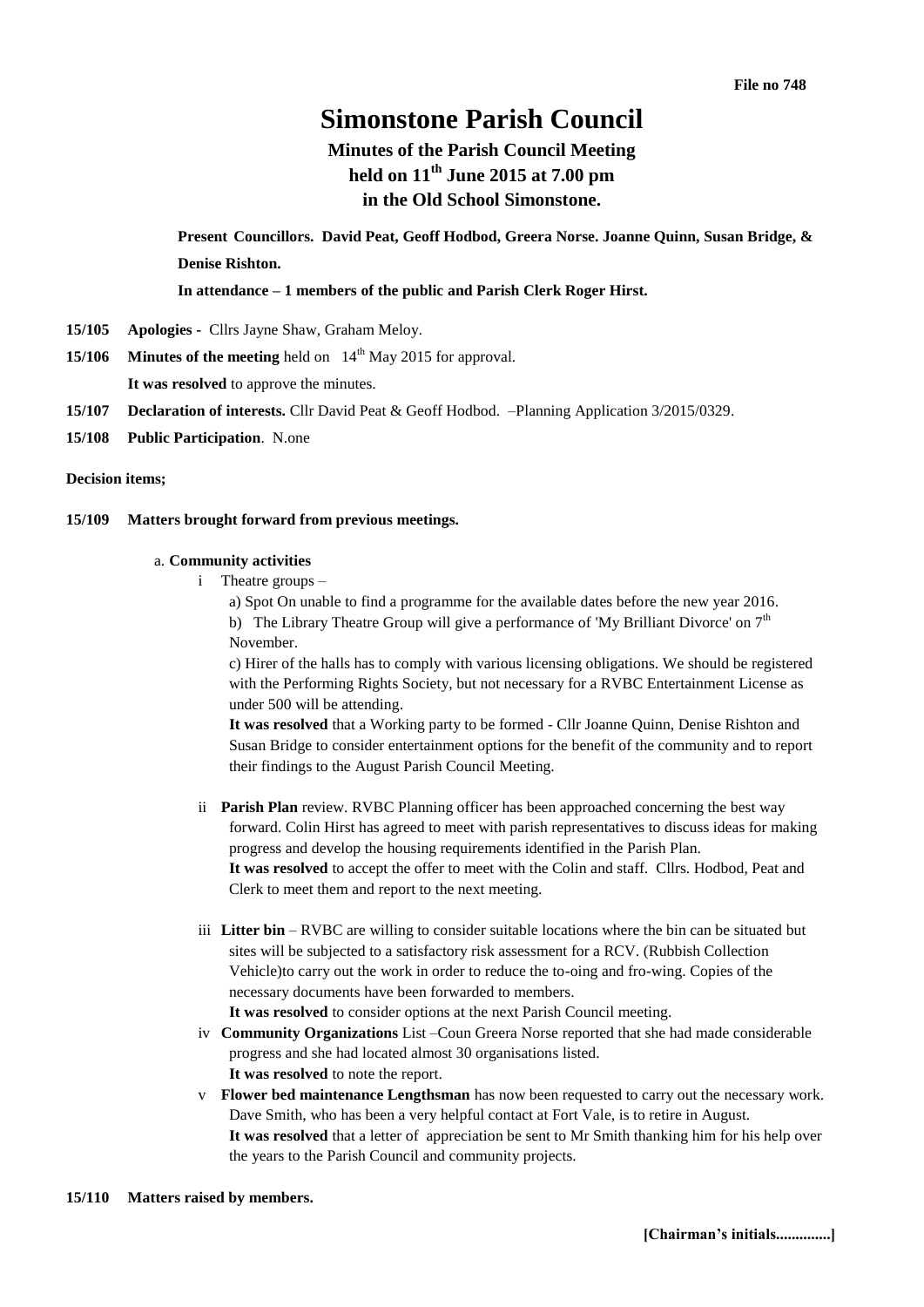**File no 748**

# Simonstone Parish Council

## Minutes of the Parish Council Meeting held on 11th June 2015 at 7.00 pm in the Old School Simonstone.

**Present Councillors. David Peat, Geoff Hodbod, Greera Norse. Joanne Quinn, Susan Bridge, & Denise Rishton.**

**In attendance – 1 members of the public and Parish Clerk Roger Hirst.**

**15/105 Apologies -** Cllrs Jayne Shaw, Graham Meloy.

**15/106 Minutes of the meeting** held on 14th May 2015 for approval.

**It was resolved** to approve the minutes.

**15/107 Declaration of interests.** Cllr David Peat & Geoff Hodbod. –Planning Application 3/2015/0329.

**15/108 Public Participation**. N.one

**Decision items;**

**15/109 Matters brought forward from previous meetings.**

a. **Community activities**

i Theatre groups –

a) Spot On unable to find a programme for the available dates before the new year 2016.

b) The Library Theatre Group will give a performance of 'My Brilliant Divorce' on 7th November.

c) Hirer of the halls has to comply with various licensing obligations. We should be registered with the Performing Rights Society, but not necessary for a RVBC Entertainment License as under 500 will be attending.

**It was resolved** that a Working party to be formed - Cllr Joanne Quinn, Denise Rishton and Susan Bridge to consider entertainment options for the benefit of the community and to report their findings to the August Parish Council Meeting.

ii **Parish Plan** review. RVBC Planning officer has been approached concerning the best way forward. Colin Hirst has agreed to meet with parish representatives to discuss ideas for making progress and develop the housing requirements identified in the Parish Plan.

**It was resolved** to accept the offer to meet with the Colin and staff. Cllrs. Hodbod, Peat and Clerk to meet them and report to the next meeting.

iii **Litter bin** – RVBC are willing to consider suitable locations where the bin can be situated but sites will be subjected to a satisfactory risk assessment for a RCV. (Rubbish Collection Vehicle)to carry out the work in order to reduce the to-oing and fro-wing. Copies of the necessary documents have been forwarded to members.

**It was resolved** to consider options at the next Parish Council meeting.

iv **Community Organizations** List –Coun Greera Norse reported that she had made considerable progress and she had located almost 30 organisations listed.

**It was resolved** to note the report.

v **Flower bed maintenance Lengthsman** has now been requested to carry out the necessary work. Dave Smith, who has been a very helpful contact at Fort Vale, is to retire in August.

**It was resolved** that a letter of appreciation be sent to Mr Smith thanking him for his help over the years to the Parish Council and community projects.

**15/110 Matters raised by members.**

**[Chairman's initials.............]**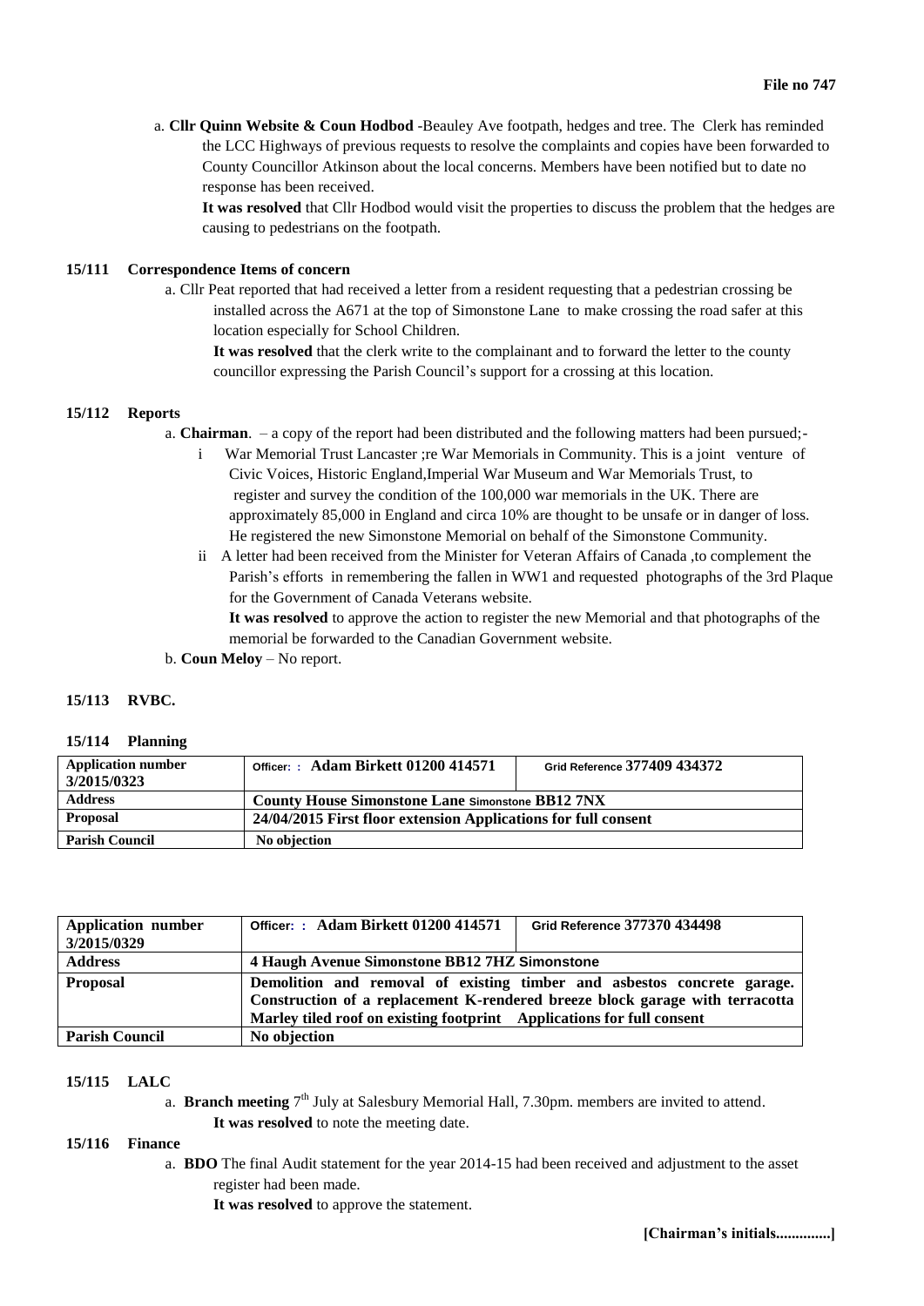**File no 747**

a. **Cllr Quinn Website & Coun Hodbod** -Beauley Ave footpath, hedges and tree. The Clerk has reminded the LCC Highways of previous requests to resolve the complaints and copies have been forwarded to County Councillor Atkinson about the local concerns. Members have been notified but to date no response has been received.

**It was resolved** that Cllr Hodbod would visit the properties to discuss the problem that the hedges are causing to pedestrians on the footpath.

**15/111 Correspondence Items of concern**

a. Cllr Peat reported that had received a letter from a resident requesting that a pedestrian crossing be installed across the A671 at the top of Simonstone Lane to make crossing the road safer at this location especially for School Children.

**It was resolved** that the clerk write to the complainant and to forward the letter to the county councillor expressing the Parish Council's support for a crossing at this location.

**15/112 Reports**

a. **Chairman**. – a copy of the report had been distributed and the following matters had been pursued;-

i War Memorial Trust Lancaster ;re War Memorials in Community. This is a joint venture of Civic Voices, Historic England,Imperial War Museum and War Memorials Trust, to register and survey the condition of the 100,000 war memorials in the UK. There are approximately 85,000 in England and circa 10% are thought to be unsafe or in danger of loss. He registered the new Simonstone Memorial on behalf of the Simonstone Community.

ii A letter had been received from the Minister for Veteran Affairs of Canada ,to complement the Parish's efforts in remembering the fallen in WW1 and requested photographs of the 3rd Plaque for the Government of Canada Veterans website.

**It was resolved** to approve the action to register the new Memorial and that photographs of the memorial be forwarded to the Canadian Government website.

b. **Coun Meloy** – No report.

**15/113 RVBC.**

**15/114 Planning**

| **Application number 3/2015/0323** | Officer: : **Adam Birkett 01200 414571** | Grid Reference **377409 434372** |
|---|---|---|
| **Address** | **County House Simonstone Lane Simonstone BB12 7NX** | |
| **Proposal** | **24/04/2015 First floor extension Applications for full consent** | |
| **Parish Council** | **No objection** | |

| **Application number 3/2015/0329** | Officer: : **Adam Birkett 01200 414571** | **Grid Reference 377370 434498** |
|---|---|---|
| **Address** | **4 Haugh Avenue Simonstone BB12 7HZ Simonstone** | |
| **Proposal** | **Demolition and removal of existing timber and asbestos concrete garage. Construction of a replacement K-rendered breeze block garage with terracotta Marley tiled roof on existing footprint Applications for full consent** | |
| **Parish Council** | **No objection** | |

**15/115 LALC**

a. **Branch meeting** 7th July at Salesbury Memorial Hall, 7.30pm. members are invited to attend.

**It was resolved** to note the meeting date.

**15/116 Finance**

a. **BDO** The final Audit statement for the year 2014-15 had been received and adjustment to the asset register had been made.

**It was resolved** to approve the statement.

**[Chairman's initials.............]**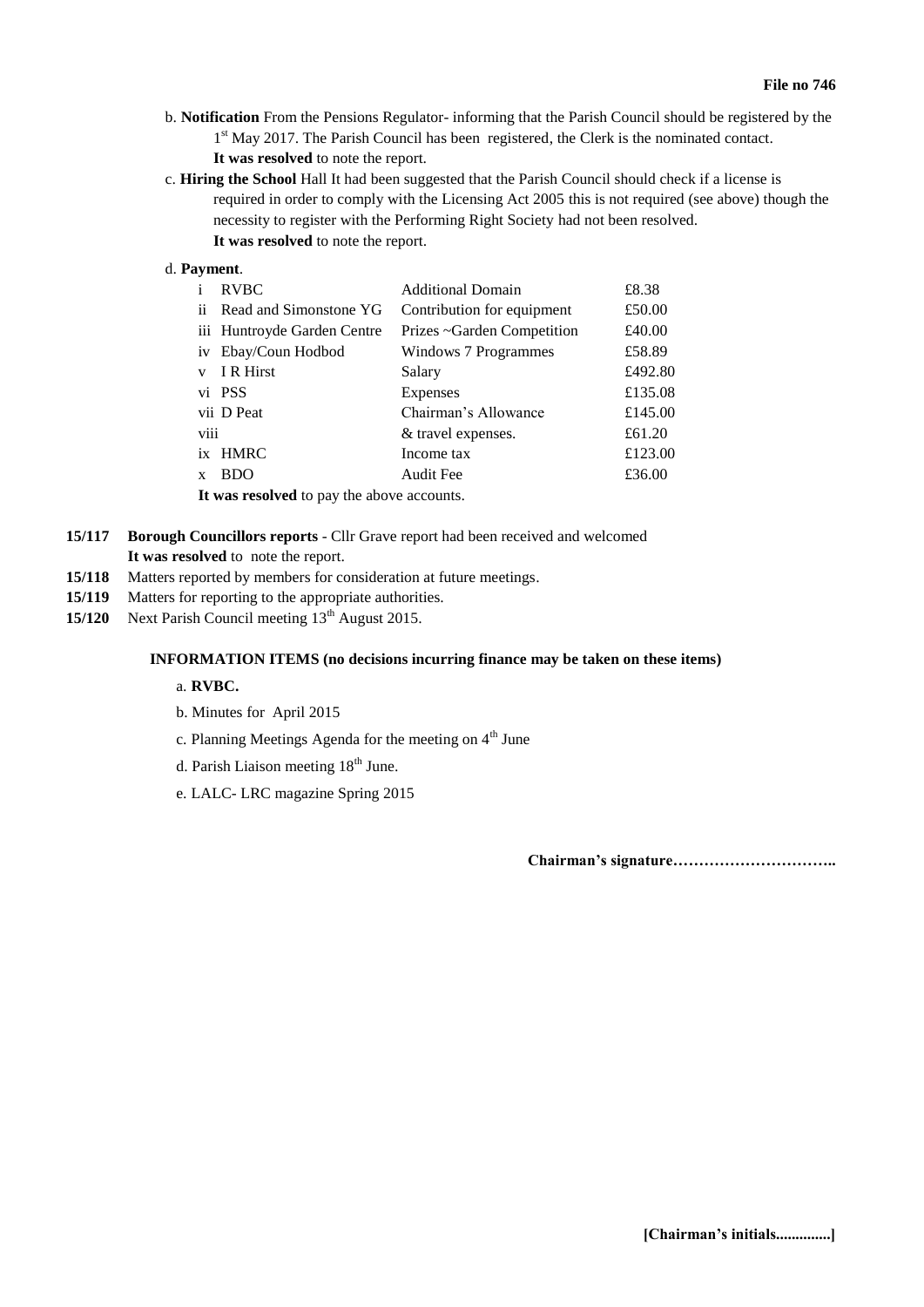**File no 746**

b. **Notification** From the Pensions Regulator- informing that the Parish Council should be registered by the 1st May 2017. The Parish Council has been registered, the Clerk is the nominated contact.
**It was resolved** to note the report.

c. **Hiring the School** Hall It had been suggested that the Parish Council should check if a license is required in order to comply with the Licensing Act 2005 this is not required (see above) though the necessity to register with the Performing Right Society had not been resolved.
**It was resolved** to note the report.

d. **Payment**.

| | | | |
|---|---|---|---|
| i | RVBC | Additional Domain | £8.38 |
| ii | Read and Simonstone YG | Contribution for equipment | £50.00 |
| iii | Huntroyde Garden Centre | Prizes ~Garden Competition | £40.00 |
| iv | Ebay/Coun Hodbod | Windows 7 Programmes | £58.89 |
| v | I R Hirst | Salary | £492.80 |
| vi | PSS | Expenses | £135.08 |
| vii | D Peat | Chairman's Allowance | £145.00 |
| viii | | & travel expenses. | £61.20 |
| ix | HMRC | Income tax | £123.00 |
| x | BDO | Audit Fee | £36.00 |

**It was resolved** to pay the above accounts.

**15/117** **Borough Councillors reports** - Cllr Grave report had been received and welcomed
**It was resolved** to note the report.

**15/118** Matters reported by members for consideration at future meetings.

**15/119** Matters for reporting to the appropriate authorities.

**15/120** Next Parish Council meeting 13th August 2015.

**INFORMATION ITEMS (no decisions incurring finance may be taken on these items)**

a. **RVBC.**

b. Minutes for April 2015

c. Planning Meetings Agenda for the meeting on 4th June

d. Parish Liaison meeting 18th June.

e. LALC- LRC magazine Spring 2015

**Chairman's signature…………………………..**

**[Chairman's initials..............]**